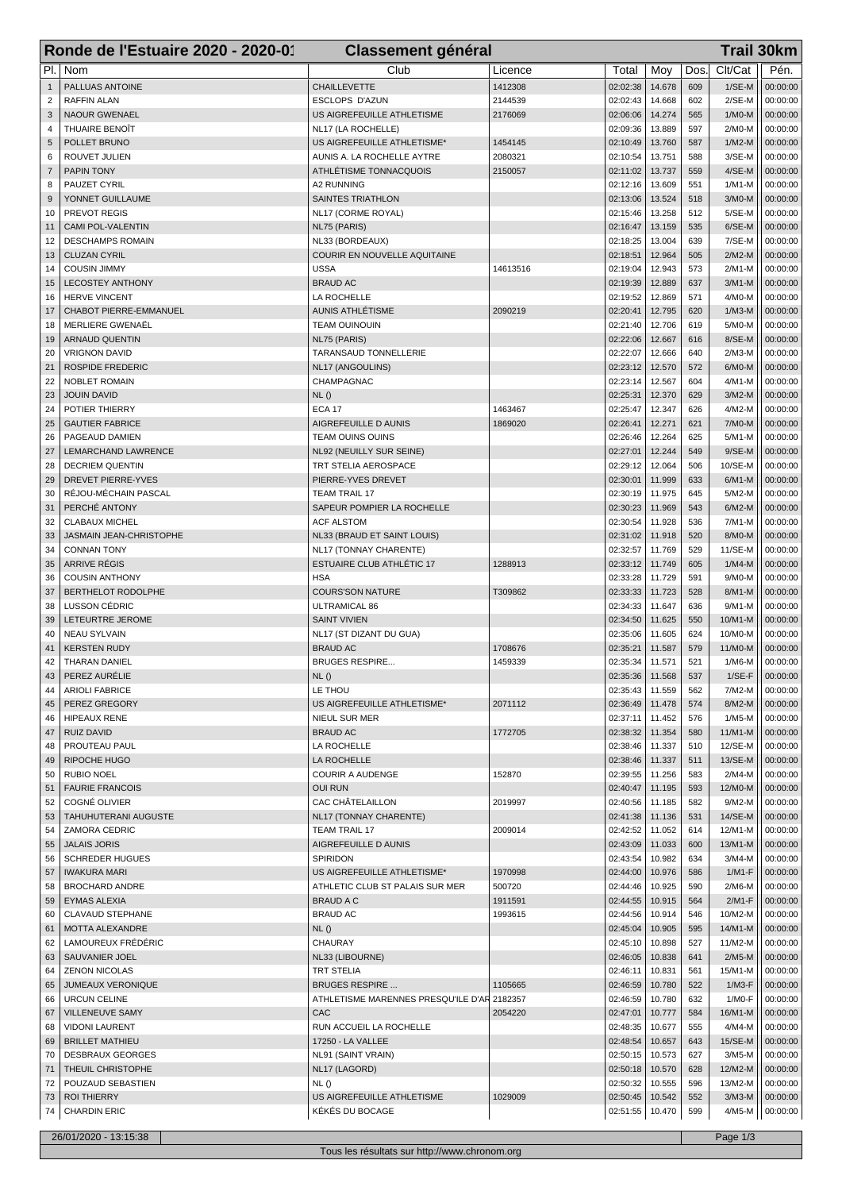# Ronde de l'Estuaire 2020 - 2020-01 — Classement général — Trail 30km

| Pl. | Nom | Club | Licence | Total | Moy | Dos. | Clt/Cat | Pén. |
|---|---|---|---|---|---|---|---|---|
| 1 | PALLUAS ANTOINE | CHAILLEVETTE | 1412308 | 02:02:38 | 14.678 | 609 | 1/SE-M | 00:00:00 |
| 2 | RAFFIN ALAN | ESCLOPS D'AZUN | 2144539 | 02:02:43 | 14.668 | 602 | 2/SE-M | 00:00:00 |
| 3 | NAOUR GWENAEL | US AIGREFEUILLE ATHLETISME | 2176069 | 02:06:06 | 14.274 | 565 | 1/M0-M | 00:00:00 |
| 4 | THUAIRE BENOÎT | NL17 (LA ROCHELLE) | | 02:09:36 | 13.889 | 597 | 2/M0-M | 00:00:00 |
| 5 | POLLET BRUNO | US AIGREFEUILLE ATHLETISME* | 1454145 | 02:10:49 | 13.760 | 587 | 1/M2-M | 00:00:00 |
| 6 | ROUVET JULIEN | AUNIS A. LA ROCHELLE AYTRE | 2080321 | 02:10:54 | 13.751 | 588 | 3/SE-M | 00:00:00 |
| 7 | PAPIN TONY | ATHLÉTISME TONNACQUOIS | 2150057 | 02:11:02 | 13.737 | 559 | 4/SE-M | 00:00:00 |
| 8 | PAUZET CYRIL | A2 RUNNING | | 02:12:16 | 13.609 | 551 | 1/M1-M | 00:00:00 |
| 9 | YONNET GUILLAUME | SAINTES TRIATHLON | | 02:13:06 | 13.524 | 518 | 3/M0-M | 00:00:00 |
| 10 | PREVOT REGIS | NL17 (CORME ROYAL) | | 02:15:46 | 13.258 | 512 | 5/SE-M | 00:00:00 |
| 11 | CAMI POL-VALENTIN | NL75 (PARIS) | | 02:16:47 | 13.159 | 535 | 6/SE-M | 00:00:00 |
| 12 | DESCHAMPS ROMAIN | NL33 (BORDEAUX) | | 02:18:25 | 13.004 | 639 | 7/SE-M | 00:00:00 |
| 13 | CLUZAN CYRIL | COURIR EN NOUVELLE AQUITAINE | | 02:18:51 | 12.964 | 505 | 2/M2-M | 00:00:00 |
| 14 | COUSIN JIMMY | USSA | 14613516 | 02:19:04 | 12.943 | 573 | 2/M1-M | 00:00:00 |
| 15 | LECOSTEY ANTHONY | BRAUD AC | | 02:19:39 | 12.889 | 637 | 3/M1-M | 00:00:00 |
| 16 | HERVE VINCENT | LA ROCHELLE | | 02:19:52 | 12.869 | 571 | 4/M0-M | 00:00:00 |
| 17 | CHABOT PIERRE-EMMANUEL | AUNIS ATHLÉTISME | 2090219 | 02:20:41 | 12.795 | 620 | 1/M3-M | 00:00:00 |
| 18 | MERLIERE GWENAËL | TEAM OUINOUIN | | 02:21:40 | 12.706 | 619 | 5/M0-M | 00:00:00 |
| 19 | ARNAUD QUENTIN | NL75 (PARIS) | | 02:22:06 | 12.667 | 616 | 8/SE-M | 00:00:00 |
| 20 | VRIGNON DAVID | TARANSAUD TONNELLERIE | | 02:22:07 | 12.666 | 640 | 2/M3-M | 00:00:00 |
| 21 | ROSPIDE FREDERIC | NL17 (ANGOULINS) | | 02:23:12 | 12.570 | 572 | 6/M0-M | 00:00:00 |
| 22 | NOBLET ROMAIN | CHAMPAGNAC | | 02:23:14 | 12.567 | 604 | 4/M1-M | 00:00:00 |
| 23 | JOUIN DAVID | NL () | | 02:25:31 | 12.370 | 629 | 3/M2-M | 00:00:00 |
| 24 | POTIER THIERRY | ECA 17 | 1463467 | 02:25:47 | 12.347 | 626 | 4/M2-M | 00:00:00 |
| 25 | GAUTIER FABRICE | AIGREFEUILLE D AUNIS | 1869020 | 02:26:41 | 12.271 | 621 | 7/M0-M | 00:00:00 |
| 26 | PAGEAUD DAMIEN | TEAM OUINS OUINS | | 02:26:46 | 12.264 | 625 | 5/M1-M | 00:00:00 |
| 27 | LEMARCHAND LAWRENCE | NL92 (NEUILLY SUR SEINE) | | 02:27:01 | 12.244 | 549 | 9/SE-M | 00:00:00 |
| 28 | DECRIEM QUENTIN | TRT STELIA AEROSPACE | | 02:29:12 | 12.064 | 506 | 10/SE-M | 00:00:00 |
| 29 | DREVET PIERRE-YVES | PIERRE-YVES DREVET | | 02:30:01 | 11.999 | 633 | 6/M1-M | 00:00:00 |
| 30 | RÉJOU-MÉCHAIN PASCAL | TEAM TRAIL 17 | | 02:30:19 | 11.975 | 645 | 5/M2-M | 00:00:00 |
| 31 | PERCHÉ ANTONY | SAPEUR POMPIER LA ROCHELLE | | 02:30:23 | 11.969 | 543 | 6/M2-M | 00:00:00 |
| 32 | CLABAUX MICHEL | ACF ALSTOM | | 02:30:54 | 11.928 | 536 | 7/M1-M | 00:00:00 |
| 33 | JASMAIN JEAN-CHRISTOPHE | NL33 (BRAUD ET SAINT LOUIS) | | 02:31:02 | 11.918 | 520 | 8/M0-M | 00:00:00 |
| 34 | CONNAN TONY | NL17 (TONNAY CHARENTE) | | 02:32:57 | 11.769 | 529 | 11/SE-M | 00:00:00 |
| 35 | ARRIVE RÉGIS | ESTUAIRE CLUB ATHLÉTIC 17 | 1288913 | 02:33:12 | 11.749 | 605 | 1/M4-M | 00:00:00 |
| 36 | COUSIN ANTHONY | HSA | | 02:33:28 | 11.729 | 591 | 9/M0-M | 00:00:00 |
| 37 | BERTHELOT RODOLPHE | COURS'SON NATURE | T309862 | 02:33:33 | 11.723 | 528 | 8/M1-M | 00:00:00 |
| 38 | LUSSON CÉDRIC | ULTRAMICAL 86 | | 02:34:33 | 11.647 | 636 | 9/M1-M | 00:00:00 |
| 39 | LETEURTRE JEROME | SAINT VIVIEN | | 02:34:50 | 11.625 | 550 | 10/M1-M | 00:00:00 |
| 40 | NEAU SYLVAIN | NL17 (ST DIZANT DU GUA) | | 02:35:06 | 11.605 | 624 | 10/M0-M | 00:00:00 |
| 41 | KERSTEN RUDY | BRAUD AC | 1708676 | 02:35:21 | 11.587 | 579 | 11/M0-M | 00:00:00 |
| 42 | THARAN DANIEL | BRUGES RESPIRE... | 1459339 | 02:35:34 | 11.571 | 521 | 1/M6-M | 00:00:00 |
| 43 | PEREZ AURÉLIE | NL () | | 02:35:36 | 11.568 | 537 | 1/SE-F | 00:00:00 |
| 44 | ARIOLI FABRICE | LE THOU | | 02:35:43 | 11.559 | 562 | 7/M2-M | 00:00:00 |
| 45 | PEREZ GREGORY | US AIGREFEUILLE ATHLETISME* | 2071112 | 02:36:49 | 11.478 | 574 | 8/M2-M | 00:00:00 |
| 46 | HIPEAUX RENE | NIEUL SUR MER | | 02:37:11 | 11.452 | 576 | 1/M5-M | 00:00:00 |
| 47 | RUIZ DAVID | BRAUD AC | 1772705 | 02:38:32 | 11.354 | 580 | 11/M1-M | 00:00:00 |
| 48 | PROUTEAU PAUL | LA ROCHELLE | | 02:38:46 | 11.337 | 510 | 12/SE-M | 00:00:00 |
| 49 | RIPOCHE HUGO | LA ROCHELLE | | 02:38:46 | 11.337 | 511 | 13/SE-M | 00:00:00 |
| 50 | RUBIO NOEL | COURIR A AUDENGE | 152870 | 02:39:55 | 11.256 | 583 | 2/M4-M | 00:00:00 |
| 51 | FAURIE FRANCOIS | OUI RUN | | 02:40:47 | 11.195 | 593 | 12/M0-M | 00:00:00 |
| 52 | COGNÉ OLIVIER | CAC CHÂTELAILLON | 2019997 | 02:40:56 | 11.185 | 582 | 9/M2-M | 00:00:00 |
| 53 | TAHUHUTERANI AUGUSTE | NL17 (TONNAY CHARENTE) | | 02:41:38 | 11.136 | 531 | 14/SE-M | 00:00:00 |
| 54 | ZAMORA CEDRIC | TEAM TRAIL 17 | 2009014 | 02:42:52 | 11.052 | 614 | 12/M1-M | 00:00:00 |
| 55 | JALAIS JORIS | AIGREFEUILLE D AUNIS | | 02:43:09 | 11.033 | 600 | 13/M1-M | 00:00:00 |
| 56 | SCHREDER HUGUES | SPIRIDON | | 02:43:54 | 10.982 | 634 | 3/M4-M | 00:00:00 |
| 57 | IWAKURA MARI | US AIGREFEUILLE ATHLETISME* | 1970998 | 02:44:00 | 10.976 | 586 | 1/M1-F | 00:00:00 |
| 58 | BROCHARD ANDRE | ATHLETIC CLUB ST PALAIS SUR MER | 500720 | 02:44:46 | 10.925 | 590 | 2/M6-M | 00:00:00 |
| 59 | EYMAS ALEXIA | BRAUD A C | 1911591 | 02:44:55 | 10.915 | 564 | 2/M1-F | 00:00:00 |
| 60 | CLAVAUD STEPHANE | BRAUD AC | 1993615 | 02:44:56 | 10.914 | 546 | 10/M2-M | 00:00:00 |
| 61 | MOTTA ALEXANDRE | NL () | | 02:45:04 | 10.905 | 595 | 14/M1-M | 00:00:00 |
| 62 | LAMOUREUX FRÉDÉRIC | CHAURAY | | 02:45:10 | 10.898 | 527 | 11/M2-M | 00:00:00 |
| 63 | SAUVANIER JOEL | NL33 (LIBOURNE) | | 02:46:05 | 10.838 | 641 | 2/M5-M | 00:00:00 |
| 64 | ZENON NICOLAS | TRT STELIA | | 02:46:11 | 10.831 | 561 | 15/M1-M | 00:00:00 |
| 65 | JUMEAUX VERONIQUE | BRUGES RESPIRE ... | 1105665 | 02:46:59 | 10.780 | 522 | 1/M3-F | 00:00:00 |
| 66 | URCUN CELINE | ATHLETISME MARENNES PRESQU'ILE D'AR | 2182357 | 02:46:59 | 10.780 | 632 | 1/M0-F | 00:00:00 |
| 67 | VILLENEUVE SAMY | CAC | 2054220 | 02:47:01 | 10.777 | 584 | 16/M1-M | 00:00:00 |
| 68 | VIDONI LAURENT | RUN ACCUEIL LA ROCHELLE | | 02:48:35 | 10.677 | 555 | 4/M4-M | 00:00:00 |
| 69 | BRILLET MATHIEU | 17250 - LA VALLEE | | 02:48:54 | 10.657 | 643 | 15/SE-M | 00:00:00 |
| 70 | DESBRAUX GEORGES | NL91 (SAINT VRAIN) | | 02:50:15 | 10.573 | 627 | 3/M5-M | 00:00:00 |
| 71 | THEUIL CHRISTOPHE | NL17 (LAGORD) | | 02:50:18 | 10.570 | 628 | 12/M2-M | 00:00:00 |
| 72 | POUZAUD SEBASTIEN | NL () | | 02:50:32 | 10.555 | 596 | 13/M2-M | 00:00:00 |
| 73 | ROI THIERRY | US AIGREFEUILLE ATHLETISME | 1029009 | 02:50:45 | 10.542 | 552 | 3/M3-M | 00:00:00 |
| 74 | CHARDIN ERIC | KÉKÉS DU BOCAGE | | 02:51:55 | 10.470 | 599 | 4/M5-M | 00:00:00 |

26/01/2020 - 13:15:38

Tous les résultats sur http://www.chronom.org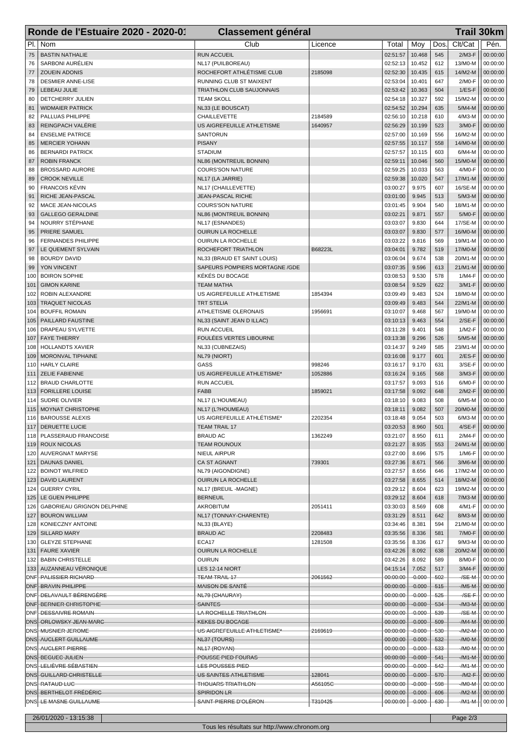# Ronde de l'Estuaire 2020 - 2020-01 — Classement général — Trail 30km

| Pl. | Nom | Club | Licence | Total | Moy | Dos. | Clt/Cat | Pén. |
|---|---|---|---|---|---|---|---|---|
| 75 | BASTIN NATHALIE | RUN ACCUEIL | | 02:51:57 | 10.468 | 545 | 2/M3-F | 00:00:00 |
| 76 | SARBONI AURÉLIEN | NL17 (PUILBOREAU) | | 02:52:13 | 10.452 | 612 | 13/M0-M | 00:00:00 |
| 77 | ZOUEIN ADONIS | ROCHEFORT ATHLÉTISME CLUB | 2185098 | 02:52:30 | 10.435 | 615 | 14/M2-M | 00:00:00 |
| 78 | DESMIER ANNE-LISE | RUNNING CLUB ST MAIXENT | | 02:53:04 | 10.401 | 647 | 2/M0-F | 00:00:00 |
| 79 | LEBEAU JULIE | TRIATHLON CLUB SAUJONNAIS | | 02:53:42 | 10.363 | 504 | 1/ES-F | 00:00:00 |
| 80 | DETCHERRY JULIEN | TEAM SKOLL | | 02:54:18 | 10.327 | 592 | 15/M2-M | 00:00:00 |
| 81 | WIDMAIER PATRICK | NL33 (LE BOUSCAT) | | 02:54:52 | 10.294 | 635 | 5/M4-M | 00:00:00 |
| 82 | PALLUAS PHILIPPE | CHAILLEVETTE | 2184589 | 02:56:10 | 10.218 | 610 | 4/M3-M | 00:00:00 |
| 83 | REINGPACH VALÉRIE | US AIGREFEUILLE ATHLETISME | 1640957 | 02:56:29 | 10.199 | 523 | 3/M0-F | 00:00:00 |
| 84 | ENSELME PATRICE | SANTORUN | | 02:57:00 | 10.169 | 556 | 16/M2-M | 00:00:00 |
| 85 | MERCIER YOHANN | PISANY | | 02:57:55 | 10.117 | 558 | 14/M0-M | 00:00:00 |
| 86 | BERNARDI PATRICK | STADIUM | | 02:57:57 | 10.115 | 603 | 6/M4-M | 00:00:00 |
| 87 | ROBIN FRANCK | NL86 (MONTREUIL BONNIN) | | 02:59:11 | 10.046 | 560 | 15/M0-M | 00:00:00 |
| 88 | BROSSARD AURORE | COURS'SON NATURE | | 02:59:25 | 10.033 | 563 | 4/M0-F | 00:00:00 |
| 89 | CROOK NEVILLE | NL17 (LA JARRIE) | | 02:59:38 | 10.020 | 547 | 17/M1-M | 00:00:00 |
| 90 | FRANCOIS KÉVIN | NL17 (CHAILLEVETTE) | | 03:00:27 | 9.975 | 607 | 16/SE-M | 00:00:00 |
| 91 | RICHE JEAN-PASCAL | JEAN-PASCAL RICHE | | 03:01:00 | 9.945 | 513 | 5/M3-M | 00:00:00 |
| 92 | MACE JEAN-NICOLAS | COURS'SON NATURE | | 03:01:45 | 9.904 | 540 | 18/M1-M | 00:00:00 |
| 93 | GALLEGO GERALDINE | NL86 (MONTREUIL BONNIN) | | 03:02:21 | 9.871 | 557 | 5/M0-F | 00:00:00 |
| 94 | NOURRY STÉPHANE | NL17 (ESNANDES) | | 03:03:07 | 9.830 | 644 | 17/SE-M | 00:00:00 |
| 95 | PRIERE SAMUEL | OUIRUN LA ROCHELLE | | 03:03:07 | 9.830 | 577 | 16/M0-M | 00:00:00 |
| 96 | FERNANDES PHILIPPE | OUIRUN LA ROCHELLE | | 03:03:22 | 9.816 | 569 | 19/M1-M | 00:00:00 |
| 97 | LE QUEMENT SYLVAIN | ROCHEFORT TRIATHLON | B68223L | 03:04:01 | 9.782 | 519 | 17/M0-M | 00:00:00 |
| 98 | BOURDY DAVID | NL33 (BRAUD ET SAINT LOUIS) | | 03:06:04 | 9.674 | 538 | 20/M1-M | 00:00:00 |
| 99 | YON VINCENT | SAPEURS POMPIERS MORTAGNE /GDE | | 03:07:35 | 9.596 | 613 | 21/M1-M | 00:00:00 |
| 100 | BOIRON SOPHIE | KÉKÉS DU BOCAGE | | 03:08:53 | 9.530 | 578 | 1/M4-F | 00:00:00 |
| 101 | GIMON KARINE | TEAM MATHA | | 03:08:54 | 9.529 | 622 | 3/M1-F | 00:00:00 |
| 102 | ROBIN ALEXANDRE | US AIGREFEUILLE ATHLETISME | 1854394 | 03:09:49 | 9.483 | 524 | 18/M0-M | 00:00:00 |
| 103 | TRAQUET NICOLAS | TRT STELIA | | 03:09:49 | 9.483 | 544 | 22/M1-M | 00:00:00 |
| 104 | BOUFFIL ROMAIN | ATHLETISME OLERONAIS | 1956691 | 03:10:07 | 9.468 | 567 | 19/M0-M | 00:00:00 |
| 105 | PAILLARD FAUSTINE | NL33 (SAINT JEAN D ILLAC) | | 03:10:13 | 9.463 | 554 | 2/SE-F | 00:00:00 |
| 106 | DRAPEAU SYLVETTE | RUN ACCUEIL | | 03:11:28 | 9.401 | 548 | 1/M2-F | 00:00:00 |
| 107 | FAYE THIERRY | FOULÉES VERTES LIBOURNE | | 03:13:38 | 9.296 | 526 | 5/M5-M | 00:00:00 |
| 108 | HOLLANDTS XAVIER | NL33 (CUBNEZAIS) | | 03:14:37 | 9.249 | 585 | 23/M1-M | 00:00:00 |
| 109 | MORONVAL TIPHAINE | NL79 (NIORT) | | 03:16:08 | 9.177 | 601 | 2/ES-F | 00:00:00 |
| 110 | HARLY CLAIRE | GASS | 998246 | 03:16:17 | 9.170 | 631 | 3/SE-F | 00:00:00 |
| 111 | ZELIE FABIENNE | US AIGREFEUILLE ATHLETISME* | 1052886 | 03:16:24 | 9.165 | 568 | 3/M3-F | 00:00:00 |
| 112 | BRAUD CHARLOTTE | RUN ACCUEIL | | 03:17:57 | 9.093 | 516 | 6/M0-F | 00:00:00 |
| 113 | FORILLERE LOUISE | FABB | 1859021 | 03:17:58 | 9.092 | 648 | 2/M2-F | 00:00:00 |
| 114 | SUDRE OLIVIER | NL17 (L'HOUMEAU) | | 03:18:10 | 9.083 | 508 | 6/M5-M | 00:00:00 |
| 115 | MOYNAT CHRISTOPHE | NL17 (L?HOUMEAU) | | 03:18:11 | 9.082 | 507 | 20/M0-M | 00:00:00 |
| 116 | BAROUSSE ALEXIS | US AIGREFEUILLE ATHLÉTISME* | 2202354 | 03:18:48 | 9.054 | 503 | 6/M3-M | 00:00:00 |
| 117 | DERUETTE LUCIE | TEAM TRAIL 17 | | 03:20:53 | 8.960 | 501 | 4/SE-F | 00:00:00 |
| 118 | PLASSERAUD FRANCOISE | BRAUD AC | 1362249 | 03:21:07 | 8.950 | 611 | 2/M4-F | 00:00:00 |
| 119 | ROUX NICOLAS | TEAM ROUNOUX | | 03:21:27 | 8.935 | 553 | 24/M1-M | 00:00:00 |
| 120 | AUVERGNAT MARYSE | NIEUL AIRPUR | | 03:27:00 | 8.696 | 575 | 1/M6-F | 00:00:00 |
| 121 | DAUNAS DANIEL | CA ST AGNANT | 739301 | 03:27:36 | 8.671 | 566 | 3/M6-M | 00:00:00 |
| 122 | BOINOT WILFRIED | NL79 (AIGONDIGNE) | | 03:27:57 | 8.656 | 646 | 17/M2-M | 00:00:00 |
| 123 | DAVID LAURENT | OUIRUN LA ROCHELLE | | 03:27:58 | 8.655 | 514 | 18/M2-M | 00:00:00 |
| 124 | GUERRY CYRIL | NL17 (BREUIL -MAGNE) | | 03:29:12 | 8.604 | 623 | 19/M2-M | 00:00:00 |
| 125 | LE GUEN PHILIPPE | BERNEUIL | | 03:29:12 | 8.604 | 618 | 7/M3-M | 00:00:00 |
| 126 | GABORIEAU GRIGNON DELPHINE | AKROBITUM | 2051411 | 03:30:03 | 8.569 | 608 | 4/M1-F | 00:00:00 |
| 127 | BOURON WILLIAM | NL17 (TONNAY-CHARENTE) | | 03:31:29 | 8.511 | 642 | 8/M3-M | 00:00:00 |
| 128 | KONIECZNY ANTOINE | NL33 (BLAYE) | | 03:34:46 | 8.381 | 594 | 21/M0-M | 00:00:00 |
| 129 | SILLARD MARY | BRAUD AC | 2208483 | 03:35:56 | 8.336 | 581 | 7/M0-F | 00:00:00 |
| 130 | GLEYZE STEPHANE | ECA17 | 1281508 | 03:35:56 | 8.336 | 617 | 9/M3-M | 00:00:00 |
| 131 | FAURE XAVIER | OUIRUN LA ROCHELLE | | 03:42:26 | 8.092 | 638 | 20/M2-M | 00:00:00 |
| 132 | BABIN CHRISTELLE | OUIRUN | | 03:42:26 | 8.092 | 589 | 8/M0-F | 00:00:00 |
| 133 | AUZANNEAU VÉRONIQUE | LES 12-14 NIORT | | 04:15:14 | 7.052 | 517 | 3/M4-F | 00:00:00 |
| DNF | ~~PALISSIER RICHARD~~ | ~~TEAM TRAIL 17~~ | ~~2061562~~ | ~~00:00:00~~ | ~~0.000~~ | ~~502~~ | ~~-/SE-M~~ | 00:00:00 |
| DNF | ~~BRAVIN PHILIPPE~~ | ~~MAISON DE SANTÉ~~ | | ~~00:00:00~~ | ~~0.000~~ | ~~515~~ | ~~-/M5-M~~ | 00:00:00 |
| DNF | ~~DELAVAULT BÉRENGÈRE~~ | ~~NL79 (CHAURAY)~~ | | ~~00:00:00~~ | ~~0.000~~ | ~~525~~ | ~~-/SE-F~~ | 00:00:00 |
| DNF | ~~BERNIER CHRISTOPHE~~ | ~~SAINTES~~ | | ~~00:00:00~~ | ~~0.000~~ | ~~534~~ | ~~-/M3-M~~ | 00:00:00 |
| DNF | ~~DESSAIVRE ROMAIN~~ | ~~LA ROCHELLE TRIATHLON~~ | | ~~00:00:00~~ | ~~0.000~~ | ~~539~~ | ~~-/SE-M~~ | 00:00:00 |
| DNS | ~~ORLOWSKY JEAN-MARC~~ | ~~KEKES DU BOCAGE~~ | | ~~00:00:00~~ | ~~0.000~~ | ~~509~~ | ~~-/M4-M~~ | 00:00:00 |
| DNS | ~~MUSNIER JEROME~~ | ~~US AIGREFEUILLE ATHLETISME*~~ | ~~2169619~~ | ~~00:00:00~~ | ~~0.000~~ | ~~530~~ | ~~-/M2-M~~ | 00:00:00 |
| DNS | ~~AUCLERT GUILLAUME~~ | ~~NL37 (TOURS)~~ | | ~~00:00:00~~ | ~~0.000~~ | ~~532~~ | ~~-/M0-M~~ | 00:00:00 |
| DNS | ~~AUCLERT PIERRE~~ | ~~NL17 (ROYAN)~~ | | ~~00:00:00~~ | ~~0.000~~ | ~~533~~ | ~~-/M0-M~~ | 00:00:00 |
| DNS | ~~BEGUEC JULIEN~~ | ~~POUSSE PIED FOURAS~~ | | ~~00:00:00~~ | ~~0.000~~ | ~~541~~ | ~~-/M1-M~~ | 00:00:00 |
| DNS | ~~LELIÈVRE SÉBASTIEN~~ | ~~LES POUSSES PIED~~ | | ~~00:00:00~~ | ~~0.000~~ | ~~542~~ | ~~-/M1-M~~ | 00:00:00 |
| DNS | ~~GUILLARD CHRISTELLE~~ | ~~US SAINTES ATHLETISME~~ | ~~128041~~ | ~~00:00:00~~ | ~~0.000~~ | ~~570~~ | ~~-/M2-F~~ | 00:00:00 |
| DNS | ~~RATAUD LUC~~ | ~~THOUARS TRIATHLON~~ | ~~A56105C~~ | ~~00:00:00~~ | ~~0.000~~ | ~~598~~ | ~~-/M0-M~~ | 00:00:00 |
| DNS | ~~BERTHELOT FRÉDÉRIC~~ | ~~SPIRIDON LR~~ | | ~~00:00:00~~ | ~~0.000~~ | ~~606~~ | ~~-/M2-M~~ | 00:00:00 |
| DNS | ~~LE MASNE GUILLAUME~~ | ~~SAINT-PIERRE D'OLÉRON~~ | ~~T310425~~ | ~~00:00:00~~ | ~~0.000~~ | ~~630~~ | ~~-/M1-M~~ | 00:00:00 |

26/01/2020 - 13:15:38

Tous les résultats sur http://www.chronom.org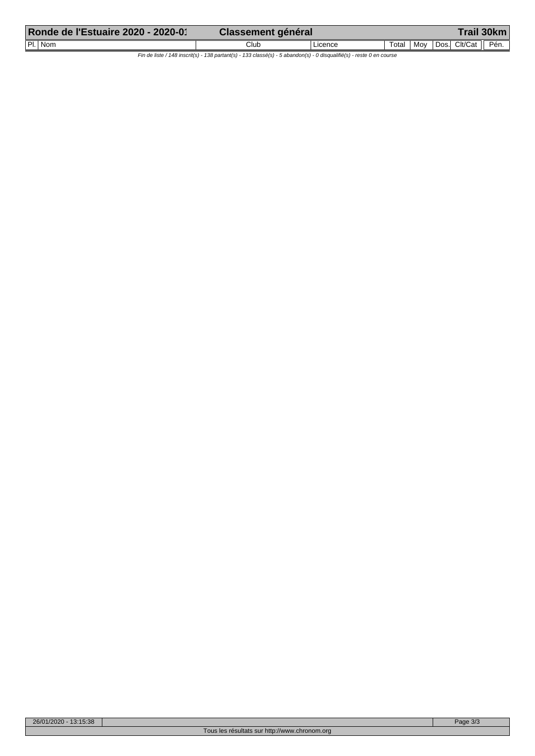| Pl. | Nom | Club | Licence | Total | Moy | Dos. | Clt/Cat | Pén. |
|---|---|---|---|---|---|---|---|---|

*Fin de liste / 148 inscrit(s) - 138 partant(s) - 133 classé(s) - 5 abandon(s) - 0 disqualifié(s) - reste 0 en course*